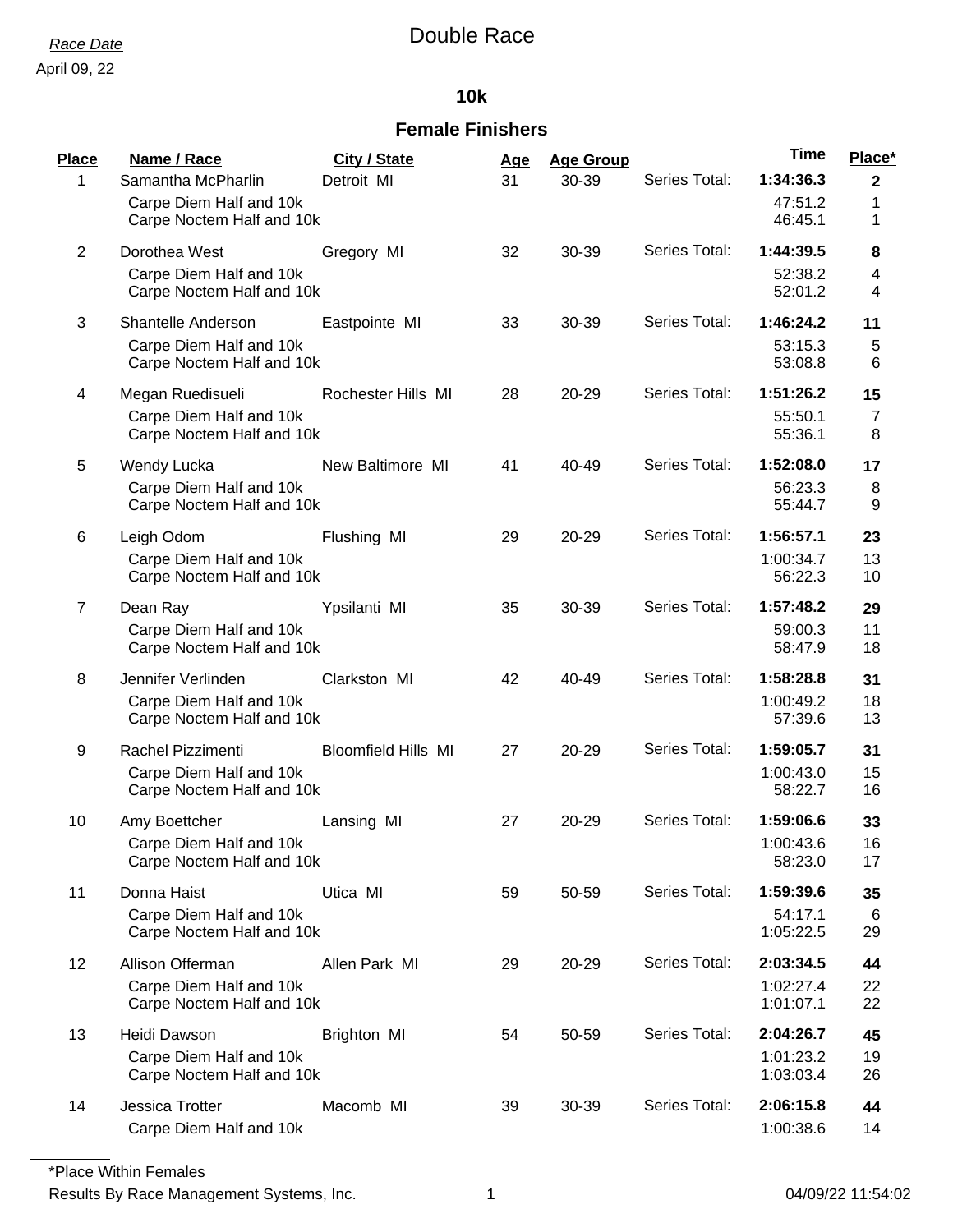*Race Date*

April 09, 22

# Double Race

## 10k

### Female Finishers

| Place | Name / Race | City / State | Age | Age Group | | Time | Place* |
|---|---|---|---|---|---|---|---|
| 1 | Samantha McPharlin | Detroit MI | 31 | 30-39 | Series Total: | **1:34:36.3** | **2** |
| | Carpe Diem Half and 10k | | | | | 47:51.2 | 1 |
| | Carpe Noctem Half and 10k | | | | | 46:45.1 | 1 |
| 2 | Dorothea West | Gregory MI | 32 | 30-39 | Series Total: | **1:44:39.5** | **8** |
| | Carpe Diem Half and 10k | | | | | 52:38.2 | 4 |
| | Carpe Noctem Half and 10k | | | | | 52:01.2 | 4 |
| 3 | Shantelle Anderson | Eastpointe MI | 33 | 30-39 | Series Total: | **1:46:24.2** | **11** |
| | Carpe Diem Half and 10k | | | | | 53:15.3 | 5 |
| | Carpe Noctem Half and 10k | | | | | 53:08.8 | 6 |
| 4 | Megan Ruedisueli | Rochester Hills MI | 28 | 20-29 | Series Total: | **1:51:26.2** | **15** |
| | Carpe Diem Half and 10k | | | | | 55:50.1 | 7 |
| | Carpe Noctem Half and 10k | | | | | 55:36.1 | 8 |
| 5 | Wendy Lucka | New Baltimore MI | 41 | 40-49 | Series Total: | **1:52:08.0** | **17** |
| | Carpe Diem Half and 10k | | | | | 56:23.3 | 8 |
| | Carpe Noctem Half and 10k | | | | | 55:44.7 | 9 |
| 6 | Leigh Odom | Flushing MI | 29 | 20-29 | Series Total: | **1:56:57.1** | **23** |
| | Carpe Diem Half and 10k | | | | | 1:00:34.7 | 13 |
| | Carpe Noctem Half and 10k | | | | | 56:22.3 | 10 |
| 7 | Dean Ray | Ypsilanti MI | 35 | 30-39 | Series Total: | **1:57:48.2** | **29** |
| | Carpe Diem Half and 10k | | | | | 59:00.3 | 11 |
| | Carpe Noctem Half and 10k | | | | | 58:47.9 | 18 |
| 8 | Jennifer Verlinden | Clarkston MI | 42 | 40-49 | Series Total: | **1:58:28.8** | **31** |
| | Carpe Diem Half and 10k | | | | | 1:00:49.2 | 18 |
| | Carpe Noctem Half and 10k | | | | | 57:39.6 | 13 |
| 9 | Rachel Pizzimenti | Bloomfield Hills MI | 27 | 20-29 | Series Total: | **1:59:05.7** | **31** |
| | Carpe Diem Half and 10k | | | | | 1:00:43.0 | 15 |
| | Carpe Noctem Half and 10k | | | | | 58:22.7 | 16 |
| 10 | Amy Boettcher | Lansing MI | 27 | 20-29 | Series Total: | **1:59:06.6** | **33** |
| | Carpe Diem Half and 10k | | | | | 1:00:43.6 | 16 |
| | Carpe Noctem Half and 10k | | | | | 58:23.0 | 17 |
| 11 | Donna Haist | Utica MI | 59 | 50-59 | Series Total: | **1:59:39.6** | **35** |
| | Carpe Diem Half and 10k | | | | | 54:17.1 | 6 |
| | Carpe Noctem Half and 10k | | | | | 1:05:22.5 | 29 |
| 12 | Allison Offerman | Allen Park MI | 29 | 20-29 | Series Total: | **2:03:34.5** | **44** |
| | Carpe Diem Half and 10k | | | | | 1:02:27.4 | 22 |
| | Carpe Noctem Half and 10k | | | | | 1:01:07.1 | 22 |
| 13 | Heidi Dawson | Brighton MI | 54 | 50-59 | Series Total: | **2:04:26.7** | **45** |
| | Carpe Diem Half and 10k | | | | | 1:01:23.2 | 19 |
| | Carpe Noctem Half and 10k | | | | | 1:03:03.4 | 26 |
| 14 | Jessica Trotter | Macomb MI | 39 | 30-39 | Series Total: | **2:06:15.8** | **44** |
| | Carpe Diem Half and 10k | | | | | 1:00:38.6 | 14 |

*Place Within Females

Results By Race Management Systems, Inc. 04/09/22 11:54:02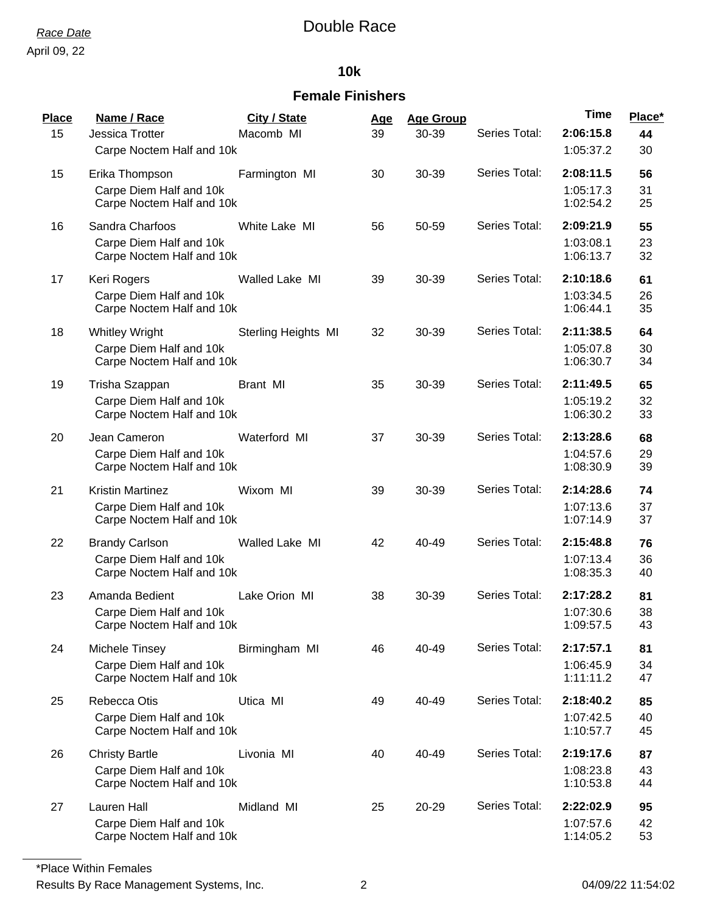*Race Date*

April 09, 22

# Double Race

## 10k

### Female Finishers

| Place | Name / Race | City / State | Age | Age Group | | Time | Place* |
|---|---|---|---|---|---|---|---|
| 15 | Jessica Trotter | Macomb MI | 39 | 30-39 | Series Total: | **2:06:15.8** | **44** |
| | Carpe Noctem Half and 10k | | | | | 1:05:37.2 | 30 |
| 15 | Erika Thompson | Farmington MI | 30 | 30-39 | Series Total: | **2:08:11.5** | **56** |
| | Carpe Diem Half and 10k | | | | | 1:05:17.3 | 31 |
| | Carpe Noctem Half and 10k | | | | | 1:02:54.2 | 25 |
| 16 | Sandra Charfoos | White Lake MI | 56 | 50-59 | Series Total: | **2:09:21.9** | **55** |
| | Carpe Diem Half and 10k | | | | | 1:03:08.1 | 23 |
| | Carpe Noctem Half and 10k | | | | | 1:06:13.7 | 32 |
| 17 | Keri Rogers | Walled Lake MI | 39 | 30-39 | Series Total: | **2:10:18.6** | **61** |
| | Carpe Diem Half and 10k | | | | | 1:03:34.5 | 26 |
| | Carpe Noctem Half and 10k | | | | | 1:06:44.1 | 35 |
| 18 | Whitley Wright | Sterling Heights MI | 32 | 30-39 | Series Total: | **2:11:38.5** | **64** |
| | Carpe Diem Half and 10k | | | | | 1:05:07.8 | 30 |
| | Carpe Noctem Half and 10k | | | | | 1:06:30.7 | 34 |
| 19 | Trisha Szappan | Brant MI | 35 | 30-39 | Series Total: | **2:11:49.5** | **65** |
| | Carpe Diem Half and 10k | | | | | 1:05:19.2 | 32 |
| | Carpe Noctem Half and 10k | | | | | 1:06:30.2 | 33 |
| 20 | Jean Cameron | Waterford MI | 37 | 30-39 | Series Total: | **2:13:28.6** | **68** |
| | Carpe Diem Half and 10k | | | | | 1:04:57.6 | 29 |
| | Carpe Noctem Half and 10k | | | | | 1:08:30.9 | 39 |
| 21 | Kristin Martinez | Wixom MI | 39 | 30-39 | Series Total: | **2:14:28.6** | **74** |
| | Carpe Diem Half and 10k | | | | | 1:07:13.6 | 37 |
| | Carpe Noctem Half and 10k | | | | | 1:07:14.9 | 37 |
| 22 | Brandy Carlson | Walled Lake MI | 42 | 40-49 | Series Total: | **2:15:48.8** | **76** |
| | Carpe Diem Half and 10k | | | | | 1:07:13.4 | 36 |
| | Carpe Noctem Half and 10k | | | | | 1:08:35.3 | 40 |
| 23 | Amanda Bedient | Lake Orion MI | 38 | 30-39 | Series Total: | **2:17:28.2** | **81** |
| | Carpe Diem Half and 10k | | | | | 1:07:30.6 | 38 |
| | Carpe Noctem Half and 10k | | | | | 1:09:57.5 | 43 |
| 24 | Michele Tinsey | Birmingham MI | 46 | 40-49 | Series Total: | **2:17:57.1** | **81** |
| | Carpe Diem Half and 10k | | | | | 1:06:45.9 | 34 |
| | Carpe Noctem Half and 10k | | | | | 1:11:11.2 | 47 |
| 25 | Rebecca Otis | Utica MI | 49 | 40-49 | Series Total: | **2:18:40.2** | **85** |
| | Carpe Diem Half and 10k | | | | | 1:07:42.5 | 40 |
| | Carpe Noctem Half and 10k | | | | | 1:10:57.7 | 45 |
| 26 | Christy Bartle | Livonia MI | 40 | 40-49 | Series Total: | **2:19:17.6** | **87** |
| | Carpe Diem Half and 10k | | | | | 1:08:23.8 | 43 |
| | Carpe Noctem Half and 10k | | | | | 1:10:53.8 | 44 |
| 27 | Lauren Hall | Midland MI | 25 | 20-29 | Series Total: | **2:22:02.9** | **95** |
| | Carpe Diem Half and 10k | | | | | 1:07:57.6 | 42 |
| | Carpe Noctem Half and 10k | | | | | 1:14:05.2 | 53 |

*Place Within Females

Results By Race Management Systems, Inc. 04/09/22 11:54:02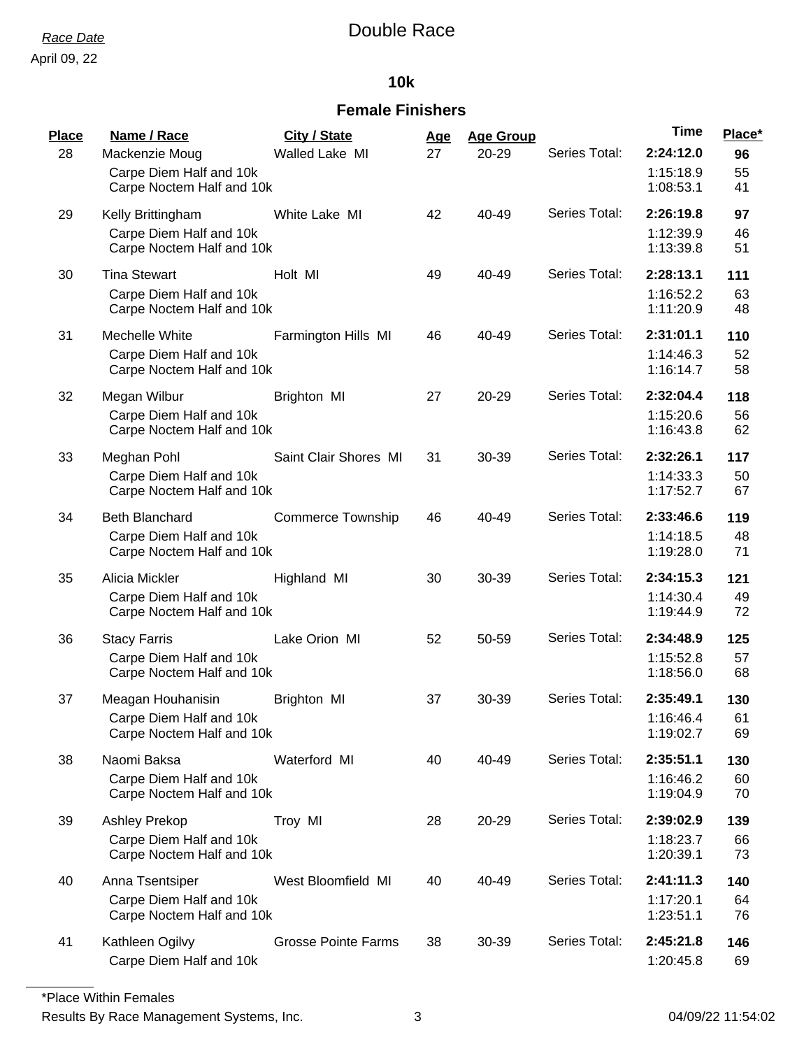*Race Date*

April 09, 22

# Double Race

## 10k

### Female Finishers

| Place | Name / Race | City / State | Age | Age Group | | Time | Place* |
|---|---|---|---|---|---|---|---|
| 28 | Mackenzie Moug | Walled Lake MI | 27 | 20-29 | Series Total: | **2:24:12.0** | **96** |
| | Carpe Diem Half and 10k | | | | | 1:15:18.9 | 55 |
| | Carpe Noctem Half and 10k | | | | | 1:08:53.1 | 41 |
| 29 | Kelly Brittingham | White Lake MI | 42 | 40-49 | Series Total: | **2:26:19.8** | **97** |
| | Carpe Diem Half and 10k | | | | | 1:12:39.9 | 46 |
| | Carpe Noctem Half and 10k | | | | | 1:13:39.8 | 51 |
| 30 | Tina Stewart | Holt MI | 49 | 40-49 | Series Total: | **2:28:13.1** | **111** |
| | Carpe Diem Half and 10k | | | | | 1:16:52.2 | 63 |
| | Carpe Noctem Half and 10k | | | | | 1:11:20.9 | 48 |
| 31 | Mechelle White | Farmington Hills MI | 46 | 40-49 | Series Total: | **2:31:01.1** | **110** |
| | Carpe Diem Half and 10k | | | | | 1:14:46.3 | 52 |
| | Carpe Noctem Half and 10k | | | | | 1:16:14.7 | 58 |
| 32 | Megan Wilbur | Brighton MI | 27 | 20-29 | Series Total: | **2:32:04.4** | **118** |
| | Carpe Diem Half and 10k | | | | | 1:15:20.6 | 56 |
| | Carpe Noctem Half and 10k | | | | | 1:16:43.8 | 62 |
| 33 | Meghan Pohl | Saint Clair Shores MI | 31 | 30-39 | Series Total: | **2:32:26.1** | **117** |
| | Carpe Diem Half and 10k | | | | | 1:14:33.3 | 50 |
| | Carpe Noctem Half and 10k | | | | | 1:17:52.7 | 67 |
| 34 | Beth Blanchard | Commerce Township | 46 | 40-49 | Series Total: | **2:33:46.6** | **119** |
| | Carpe Diem Half and 10k | | | | | 1:14:18.5 | 48 |
| | Carpe Noctem Half and 10k | | | | | 1:19:28.0 | 71 |
| 35 | Alicia Mickler | Highland MI | 30 | 30-39 | Series Total: | **2:34:15.3** | **121** |
| | Carpe Diem Half and 10k | | | | | 1:14:30.4 | 49 |
| | Carpe Noctem Half and 10k | | | | | 1:19:44.9 | 72 |
| 36 | Stacy Farris | Lake Orion MI | 52 | 50-59 | Series Total: | **2:34:48.9** | **125** |
| | Carpe Diem Half and 10k | | | | | 1:15:52.8 | 57 |
| | Carpe Noctem Half and 10k | | | | | 1:18:56.0 | 68 |
| 37 | Meagan Houhanisin | Brighton MI | 37 | 30-39 | Series Total: | **2:35:49.1** | **130** |
| | Carpe Diem Half and 10k | | | | | 1:16:46.4 | 61 |
| | Carpe Noctem Half and 10k | | | | | 1:19:02.7 | 69 |
| 38 | Naomi Baksa | Waterford MI | 40 | 40-49 | Series Total: | **2:35:51.1** | **130** |
| | Carpe Diem Half and 10k | | | | | 1:16:46.2 | 60 |
| | Carpe Noctem Half and 10k | | | | | 1:19:04.9 | 70 |
| 39 | Ashley Prekop | Troy MI | 28 | 20-29 | Series Total: | **2:39:02.9** | **139** |
| | Carpe Diem Half and 10k | | | | | 1:18:23.7 | 66 |
| | Carpe Noctem Half and 10k | | | | | 1:20:39.1 | 73 |
| 40 | Anna Tsentsiper | West Bloomfield MI | 40 | 40-49 | Series Total: | **2:41:11.3** | **140** |
| | Carpe Diem Half and 10k | | | | | 1:17:20.1 | 64 |
| | Carpe Noctem Half and 10k | | | | | 1:23:51.1 | 76 |
| 41 | Kathleen Ogilvy | Grosse Pointe Farms | 38 | 30-39 | Series Total: | **2:45:21.8** | **146** |
| | Carpe Diem Half and 10k | | | | | 1:20:45.8 | 69 |

*Place Within Females

Results By Race Management Systems, Inc. 04/09/22 11:54:02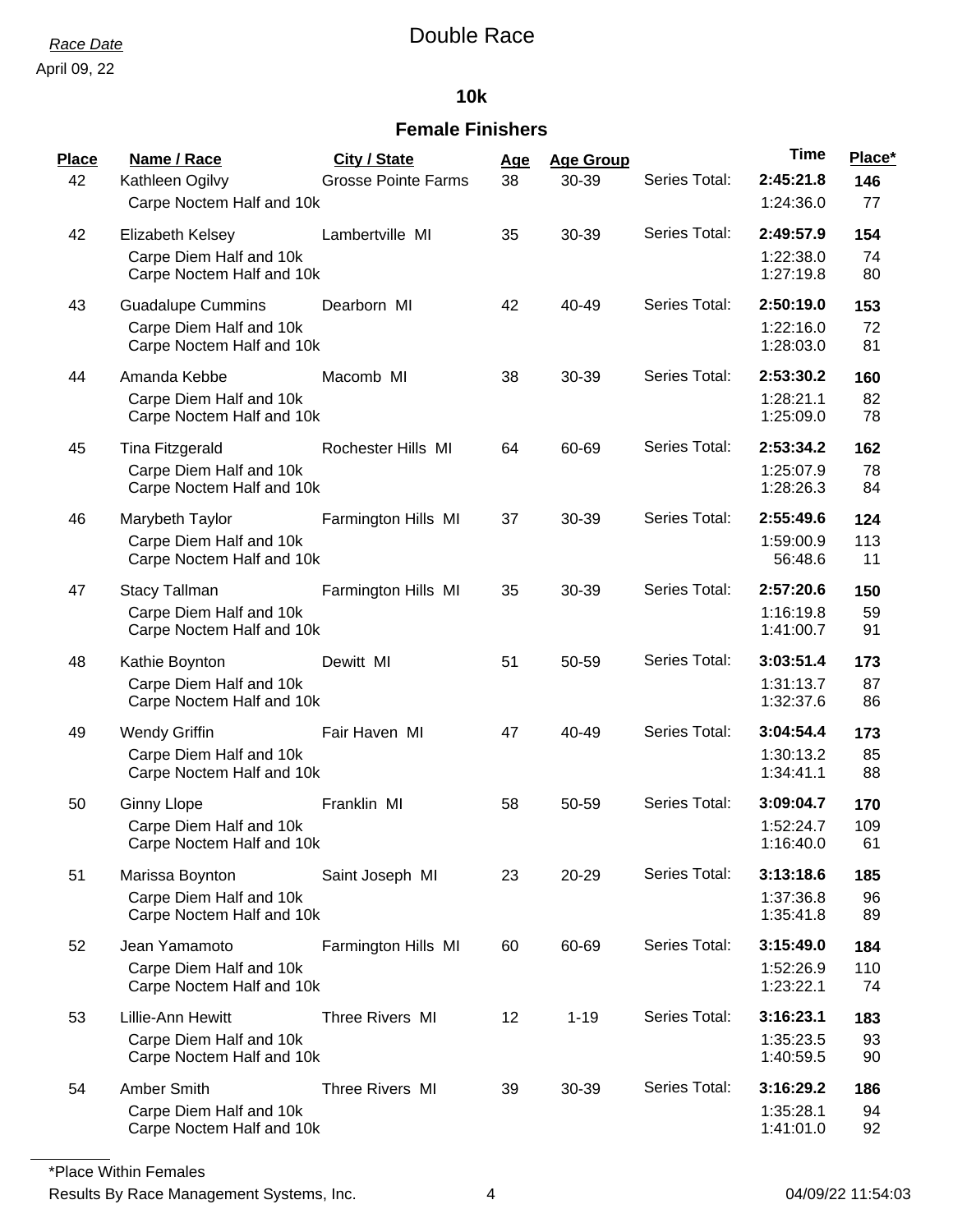*Race Date*

April 09, 22

# Double Race

## 10k

### Female Finishers

| Place | Name / Race | City / State | Age | Age Group | | Time | Place* |
|---|---|---|---|---|---|---|---|
| 42 | Kathleen Ogilvy | Grosse Pointe Farms | 38 | 30-39 | Series Total: | **2:45:21.8** | **146** |
| | Carpe Noctem Half and 10k | | | | | 1:24:36.0 | 77 |
| 42 | Elizabeth Kelsey | Lambertville MI | 35 | 30-39 | Series Total: | **2:49:57.9** | **154** |
| | Carpe Diem Half and 10k | | | | | 1:22:38.0 | 74 |
| | Carpe Noctem Half and 10k | | | | | 1:27:19.8 | 80 |
| 43 | Guadalupe Cummins | Dearborn MI | 42 | 40-49 | Series Total: | **2:50:19.0** | **153** |
| | Carpe Diem Half and 10k | | | | | 1:22:16.0 | 72 |
| | Carpe Noctem Half and 10k | | | | | 1:28:03.0 | 81 |
| 44 | Amanda Kebbe | Macomb MI | 38 | 30-39 | Series Total: | **2:53:30.2** | **160** |
| | Carpe Diem Half and 10k | | | | | 1:28:21.1 | 82 |
| | Carpe Noctem Half and 10k | | | | | 1:25:09.0 | 78 |
| 45 | Tina Fitzgerald | Rochester Hills MI | 64 | 60-69 | Series Total: | **2:53:34.2** | **162** |
| | Carpe Diem Half and 10k | | | | | 1:25:07.9 | 78 |
| | Carpe Noctem Half and 10k | | | | | 1:28:26.3 | 84 |
| 46 | Marybeth Taylor | Farmington Hills MI | 37 | 30-39 | Series Total: | **2:55:49.6** | **124** |
| | Carpe Diem Half and 10k | | | | | 1:59:00.9 | 113 |
| | Carpe Noctem Half and 10k | | | | | 56:48.6 | 11 |
| 47 | Stacy Tallman | Farmington Hills MI | 35 | 30-39 | Series Total: | **2:57:20.6** | **150** |
| | Carpe Diem Half and 10k | | | | | 1:16:19.8 | 59 |
| | Carpe Noctem Half and 10k | | | | | 1:41:00.7 | 91 |
| 48 | Kathie Boynton | Dewitt MI | 51 | 50-59 | Series Total: | **3:03:51.4** | **173** |
| | Carpe Diem Half and 10k | | | | | 1:31:13.7 | 87 |
| | Carpe Noctem Half and 10k | | | | | 1:32:37.6 | 86 |
| 49 | Wendy Griffin | Fair Haven MI | 47 | 40-49 | Series Total: | **3:04:54.4** | **173** |
| | Carpe Diem Half and 10k | | | | | 1:30:13.2 | 85 |
| | Carpe Noctem Half and 10k | | | | | 1:34:41.1 | 88 |
| 50 | Ginny Llope | Franklin MI | 58 | 50-59 | Series Total: | **3:09:04.7** | **170** |
| | Carpe Diem Half and 10k | | | | | 1:52:24.7 | 109 |
| | Carpe Noctem Half and 10k | | | | | 1:16:40.0 | 61 |
| 51 | Marissa Boynton | Saint Joseph MI | 23 | 20-29 | Series Total: | **3:13:18.6** | **185** |
| | Carpe Diem Half and 10k | | | | | 1:37:36.8 | 96 |
| | Carpe Noctem Half and 10k | | | | | 1:35:41.8 | 89 |
| 52 | Jean Yamamoto | Farmington Hills MI | 60 | 60-69 | Series Total: | **3:15:49.0** | **184** |
| | Carpe Diem Half and 10k | | | | | 1:52:26.9 | 110 |
| | Carpe Noctem Half and 10k | | | | | 1:23:22.1 | 74 |
| 53 | Lillie-Ann Hewitt | Three Rivers MI | 12 | 1-19 | Series Total: | **3:16:23.1** | **183** |
| | Carpe Diem Half and 10k | | | | | 1:35:23.5 | 93 |
| | Carpe Noctem Half and 10k | | | | | 1:40:59.5 | 90 |
| 54 | Amber Smith | Three Rivers MI | 39 | 30-39 | Series Total: | **3:16:29.2** | **186** |
| | Carpe Diem Half and 10k | | | | | 1:35:28.1 | 94 |
| | Carpe Noctem Half and 10k | | | | | 1:41:01.0 | 92 |

*Place Within Females

Results By Race Management Systems, Inc. 04/09/22 11:54:03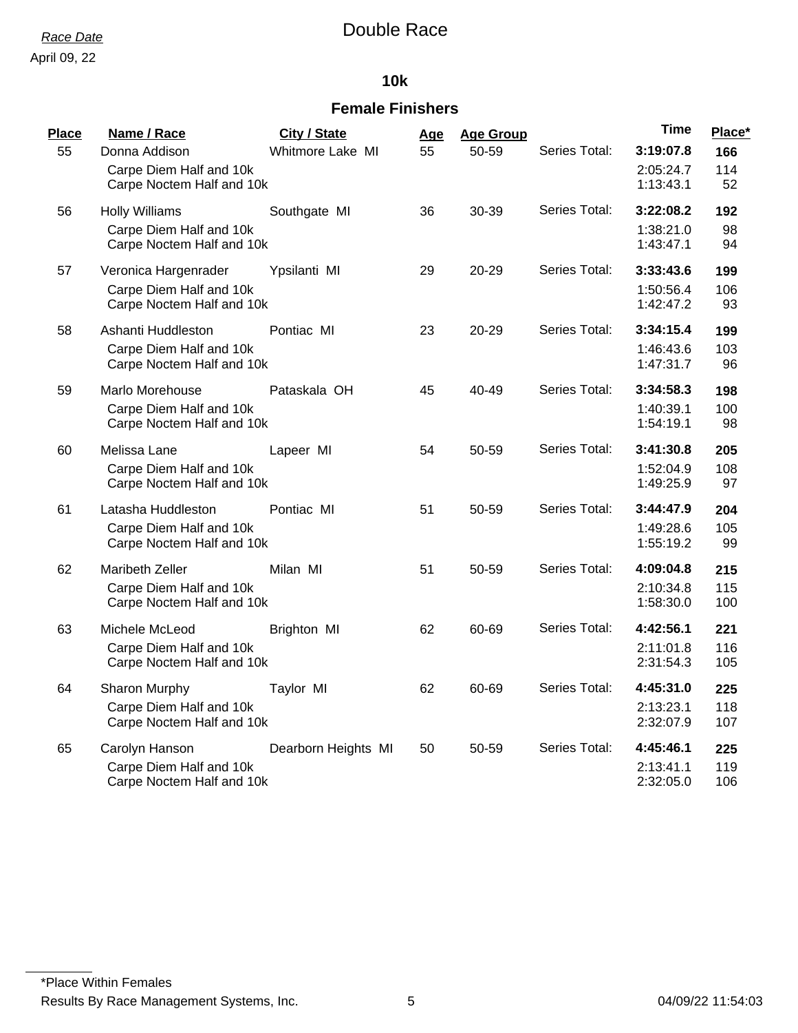*Race Date*

April 09, 22

# Double Race

## 10k

### Female Finishers

| Place | Name / Race | City / State | Age | Age Group | | Time | Place* |
|---|---|---|---|---|---|---|---|
| 55 | Donna Addison | Whitmore Lake MI | 55 | 50-59 | Series Total: | **3:19:07.8** | **166** |
| | Carpe Diem Half and 10k | | | | | 2:05:24.7 | 114 |
| | Carpe Noctem Half and 10k | | | | | 1:13:43.1 | 52 |
| 56 | Holly Williams | Southgate MI | 36 | 30-39 | Series Total: | **3:22:08.2** | **192** |
| | Carpe Diem Half and 10k | | | | | 1:38:21.0 | 98 |
| | Carpe Noctem Half and 10k | | | | | 1:43:47.1 | 94 |
| 57 | Veronica Hargenrader | Ypsilanti MI | 29 | 20-29 | Series Total: | **3:33:43.6** | **199** |
| | Carpe Diem Half and 10k | | | | | 1:50:56.4 | 106 |
| | Carpe Noctem Half and 10k | | | | | 1:42:47.2 | 93 |
| 58 | Ashanti Huddleston | Pontiac MI | 23 | 20-29 | Series Total: | **3:34:15.4** | **199** |
| | Carpe Diem Half and 10k | | | | | 1:46:43.6 | 103 |
| | Carpe Noctem Half and 10k | | | | | 1:47:31.7 | 96 |
| 59 | Marlo Morehouse | Pataskala OH | 45 | 40-49 | Series Total: | **3:34:58.3** | **198** |
| | Carpe Diem Half and 10k | | | | | 1:40:39.1 | 100 |
| | Carpe Noctem Half and 10k | | | | | 1:54:19.1 | 98 |
| 60 | Melissa Lane | Lapeer MI | 54 | 50-59 | Series Total: | **3:41:30.8** | **205** |
| | Carpe Diem Half and 10k | | | | | 1:52:04.9 | 108 |
| | Carpe Noctem Half and 10k | | | | | 1:49:25.9 | 97 |
| 61 | Latasha Huddleston | Pontiac MI | 51 | 50-59 | Series Total: | **3:44:47.9** | **204** |
| | Carpe Diem Half and 10k | | | | | 1:49:28.6 | 105 |
| | Carpe Noctem Half and 10k | | | | | 1:55:19.2 | 99 |
| 62 | Maribeth Zeller | Milan MI | 51 | 50-59 | Series Total: | **4:09:04.8** | **215** |
| | Carpe Diem Half and 10k | | | | | 2:10:34.8 | 115 |
| | Carpe Noctem Half and 10k | | | | | 1:58:30.0 | 100 |
| 63 | Michele McLeod | Brighton MI | 62 | 60-69 | Series Total: | **4:42:56.1** | **221** |
| | Carpe Diem Half and 10k | | | | | 2:11:01.8 | 116 |
| | Carpe Noctem Half and 10k | | | | | 2:31:54.3 | 105 |
| 64 | Sharon Murphy | Taylor MI | 62 | 60-69 | Series Total: | **4:45:31.0** | **225** |
| | Carpe Diem Half and 10k | | | | | 2:13:23.1 | 118 |
| | Carpe Noctem Half and 10k | | | | | 2:32:07.9 | 107 |
| 65 | Carolyn Hanson | Dearborn Heights MI | 50 | 50-59 | Series Total: | **4:45:46.1** | **225** |
| | Carpe Diem Half and 10k | | | | | 2:13:41.1 | 119 |
| | Carpe Noctem Half and 10k | | | | | 2:32:05.0 | 106 |

*Place Within Females

Results By Race Management Systems, Inc. 04/09/22 11:54:03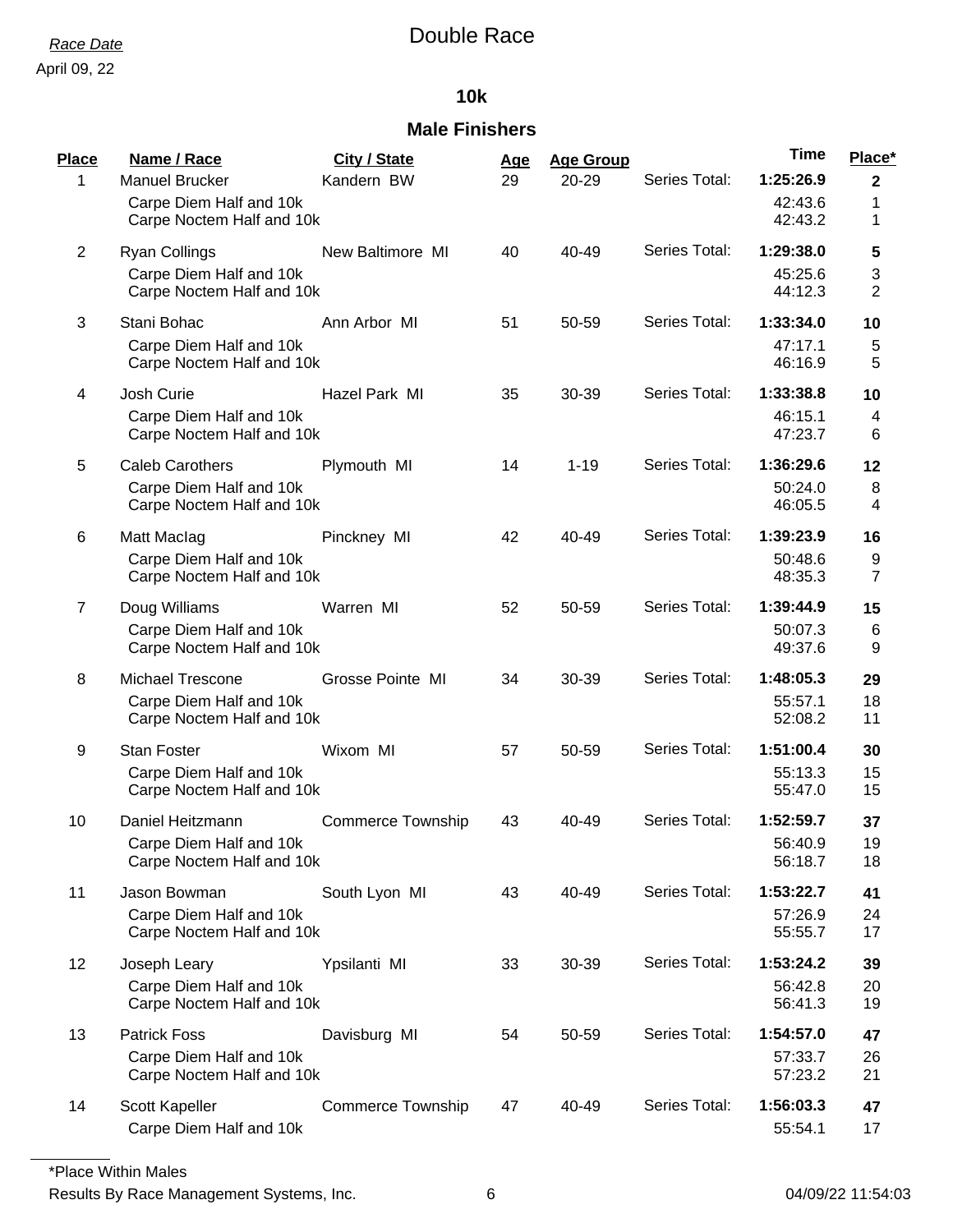*Race Date*

April 09, 22

# Double Race

## 10k

### Male Finishers

| Place | Name / Race | City / State | Age | Age Group | | Time | Place* |
|---|---|---|---|---|---|---|---|
| 1 | Manuel Brucker | Kandern BW | 29 | 20-29 | Series Total: | **1:25:26.9** | **2** |
| | Carpe Diem Half and 10k | | | | | 42:43.6 | 1 |
| | Carpe Noctem Half and 10k | | | | | 42:43.2 | 1 |
| 2 | Ryan Collings | New Baltimore MI | 40 | 40-49 | Series Total: | **1:29:38.0** | **5** |
| | Carpe Diem Half and 10k | | | | | 45:25.6 | 3 |
| | Carpe Noctem Half and 10k | | | | | 44:12.3 | 2 |
| 3 | Stani Bohac | Ann Arbor MI | 51 | 50-59 | Series Total: | **1:33:34.0** | **10** |
| | Carpe Diem Half and 10k | | | | | 47:17.1 | 5 |
| | Carpe Noctem Half and 10k | | | | | 46:16.9 | 5 |
| 4 | Josh Curie | Hazel Park MI | 35 | 30-39 | Series Total: | **1:33:38.8** | **10** |
| | Carpe Diem Half and 10k | | | | | 46:15.1 | 4 |
| | Carpe Noctem Half and 10k | | | | | 47:23.7 | 6 |
| 5 | Caleb Carothers | Plymouth MI | 14 | 1-19 | Series Total: | **1:36:29.6** | **12** |
| | Carpe Diem Half and 10k | | | | | 50:24.0 | 8 |
| | Carpe Noctem Half and 10k | | | | | 46:05.5 | 4 |
| 6 | Matt MacIag | Pinckney MI | 42 | 40-49 | Series Total: | **1:39:23.9** | **16** |
| | Carpe Diem Half and 10k | | | | | 50:48.6 | 9 |
| | Carpe Noctem Half and 10k | | | | | 48:35.3 | 7 |
| 7 | Doug Williams | Warren MI | 52 | 50-59 | Series Total: | **1:39:44.9** | **15** |
| | Carpe Diem Half and 10k | | | | | 50:07.3 | 6 |
| | Carpe Noctem Half and 10k | | | | | 49:37.6 | 9 |
| 8 | Michael Trescone | Grosse Pointe MI | 34 | 30-39 | Series Total: | **1:48:05.3** | **29** |
| | Carpe Diem Half and 10k | | | | | 55:57.1 | 18 |
| | Carpe Noctem Half and 10k | | | | | 52:08.2 | 11 |
| 9 | Stan Foster | Wixom MI | 57 | 50-59 | Series Total: | **1:51:00.4** | **30** |
| | Carpe Diem Half and 10k | | | | | 55:13.3 | 15 |
| | Carpe Noctem Half and 10k | | | | | 55:47.0 | 15 |
| 10 | Daniel Heitzmann | Commerce Township | 43 | 40-49 | Series Total: | **1:52:59.7** | **37** |
| | Carpe Diem Half and 10k | | | | | 56:40.9 | 19 |
| | Carpe Noctem Half and 10k | | | | | 56:18.7 | 18 |
| 11 | Jason Bowman | South Lyon MI | 43 | 40-49 | Series Total: | **1:53:22.7** | **41** |
| | Carpe Diem Half and 10k | | | | | 57:26.9 | 24 |
| | Carpe Noctem Half and 10k | | | | | 55:55.7 | 17 |
| 12 | Joseph Leary | Ypsilanti MI | 33 | 30-39 | Series Total: | **1:53:24.2** | **39** |
| | Carpe Diem Half and 10k | | | | | 56:42.8 | 20 |
| | Carpe Noctem Half and 10k | | | | | 56:41.3 | 19 |
| 13 | Patrick Foss | Davisburg MI | 54 | 50-59 | Series Total: | **1:54:57.0** | **47** |
| | Carpe Diem Half and 10k | | | | | 57:33.7 | 26 |
| | Carpe Noctem Half and 10k | | | | | 57:23.2 | 21 |
| 14 | Scott Kapeller | Commerce Township | 47 | 40-49 | Series Total: | **1:56:03.3** | **47** |
| | Carpe Diem Half and 10k | | | | | 55:54.1 | 17 |

*Place Within Males

Results By Race Management Systems, Inc. 04/09/22 11:54:03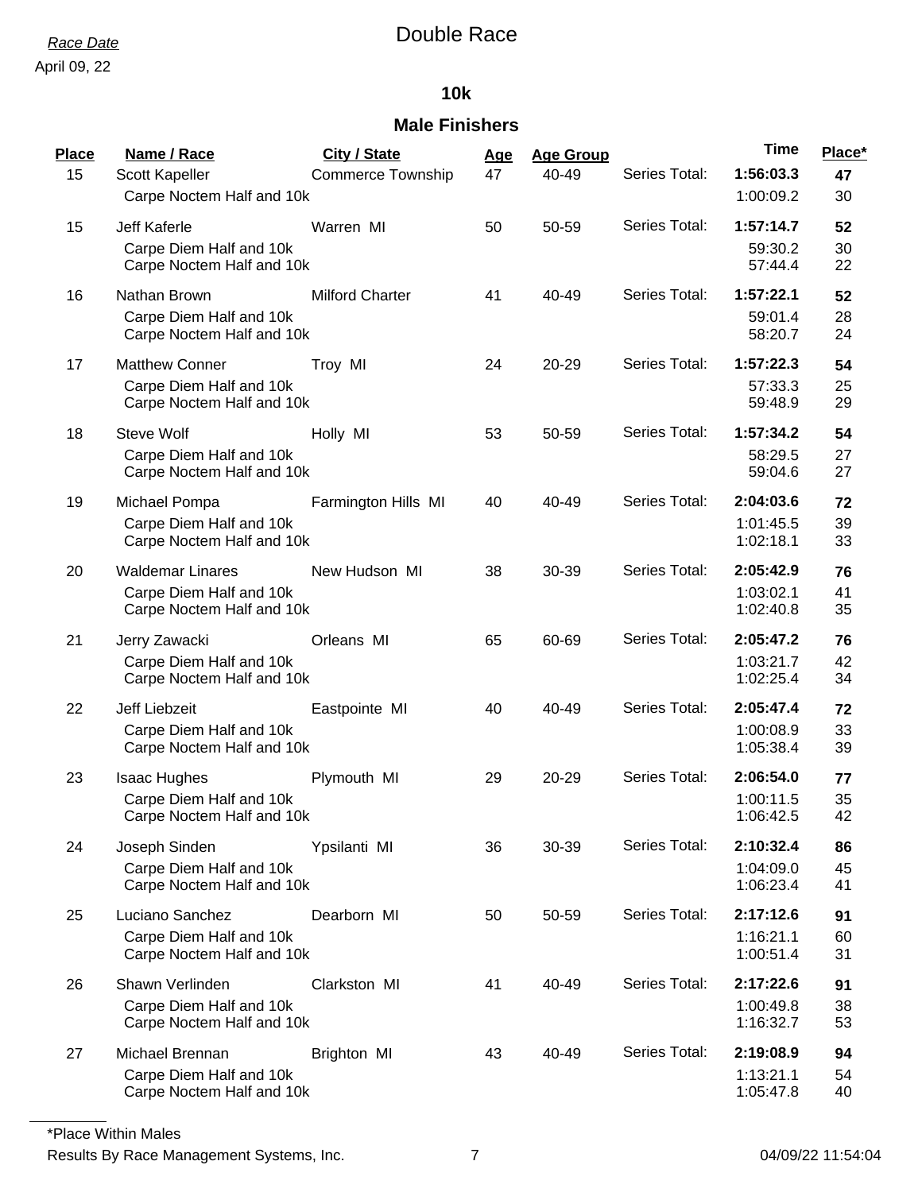*Race Date*

April 09, 22

# Double Race

## 10k

### Male Finishers

| Place | Name / Race | City / State | Age | Age Group | | Time | Place* |
|---|---|---|---|---|---|---|---|
| 15 | Scott Kapeller | Commerce Township | 47 | 40-49 | Series Total: | **1:56:03.3** | **47** |
| | Carpe Noctem Half and 10k | | | | | 1:00:09.2 | 30 |
| 15 | Jeff Kaferle | Warren MI | 50 | 50-59 | Series Total: | **1:57:14.7** | **52** |
| | Carpe Diem Half and 10k | | | | | 59:30.2 | 30 |
| | Carpe Noctem Half and 10k | | | | | 57:44.4 | 22 |
| 16 | Nathan Brown | Milford Charter | 41 | 40-49 | Series Total: | **1:57:22.1** | **52** |
| | Carpe Diem Half and 10k | | | | | 59:01.4 | 28 |
| | Carpe Noctem Half and 10k | | | | | 58:20.7 | 24 |
| 17 | Matthew Conner | Troy MI | 24 | 20-29 | Series Total: | **1:57:22.3** | **54** |
| | Carpe Diem Half and 10k | | | | | 57:33.3 | 25 |
| | Carpe Noctem Half and 10k | | | | | 59:48.9 | 29 |
| 18 | Steve Wolf | Holly MI | 53 | 50-59 | Series Total: | **1:57:34.2** | **54** |
| | Carpe Diem Half and 10k | | | | | 58:29.5 | 27 |
| | Carpe Noctem Half and 10k | | | | | 59:04.6 | 27 |
| 19 | Michael Pompa | Farmington Hills MI | 40 | 40-49 | Series Total: | **2:04:03.6** | **72** |
| | Carpe Diem Half and 10k | | | | | 1:01:45.5 | 39 |
| | Carpe Noctem Half and 10k | | | | | 1:02:18.1 | 33 |
| 20 | Waldemar Linares | New Hudson MI | 38 | 30-39 | Series Total: | **2:05:42.9** | **76** |
| | Carpe Diem Half and 10k | | | | | 1:03:02.1 | 41 |
| | Carpe Noctem Half and 10k | | | | | 1:02:40.8 | 35 |
| 21 | Jerry Zawacki | Orleans MI | 65 | 60-69 | Series Total: | **2:05:47.2** | **76** |
| | Carpe Diem Half and 10k | | | | | 1:03:21.7 | 42 |
| | Carpe Noctem Half and 10k | | | | | 1:02:25.4 | 34 |
| 22 | Jeff Liebzeit | Eastpointe MI | 40 | 40-49 | Series Total: | **2:05:47.4** | **72** |
| | Carpe Diem Half and 10k | | | | | 1:00:08.9 | 33 |
| | Carpe Noctem Half and 10k | | | | | 1:05:38.4 | 39 |
| 23 | Isaac Hughes | Plymouth MI | 29 | 20-29 | Series Total: | **2:06:54.0** | **77** |
| | Carpe Diem Half and 10k | | | | | 1:00:11.5 | 35 |
| | Carpe Noctem Half and 10k | | | | | 1:06:42.5 | 42 |
| 24 | Joseph Sinden | Ypsilanti MI | 36 | 30-39 | Series Total: | **2:10:32.4** | **86** |
| | Carpe Diem Half and 10k | | | | | 1:04:09.0 | 45 |
| | Carpe Noctem Half and 10k | | | | | 1:06:23.4 | 41 |
| 25 | Luciano Sanchez | Dearborn MI | 50 | 50-59 | Series Total: | **2:17:12.6** | **91** |
| | Carpe Diem Half and 10k | | | | | 1:16:21.1 | 60 |
| | Carpe Noctem Half and 10k | | | | | 1:00:51.4 | 31 |
| 26 | Shawn Verlinden | Clarkston MI | 41 | 40-49 | Series Total: | **2:17:22.6** | **91** |
| | Carpe Diem Half and 10k | | | | | 1:00:49.8 | 38 |
| | Carpe Noctem Half and 10k | | | | | 1:16:32.7 | 53 |
| 27 | Michael Brennan | Brighton MI | 43 | 40-49 | Series Total: | **2:19:08.9** | **94** |
| | Carpe Diem Half and 10k | | | | | 1:13:21.1 | 54 |
| | Carpe Noctem Half and 10k | | | | | 1:05:47.8 | 40 |

*Place Within Males

Results By Race Management Systems, Inc. 04/09/22 11:54:04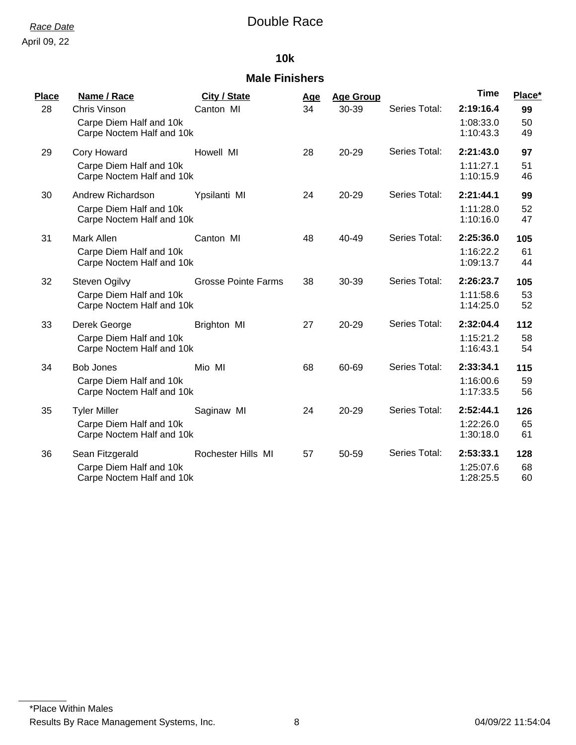*Race Date*

April 09, 22

# Double Race

## 10k

### Male Finishers

| Place | Name / Race | City / State | Age | Age Group | | Time | Place* |
|---|---|---|---|---|---|---|---|
| 28 | Chris Vinson | Canton MI | 34 | 30-39 | Series Total: | **2:19:16.4** | **99** |
| | Carpe Diem Half and 10k | | | | | 1:08:33.0 | 50 |
| | Carpe Noctem Half and 10k | | | | | 1:10:43.3 | 49 |
| 29 | Cory Howard | Howell MI | 28 | 20-29 | Series Total: | **2:21:43.0** | **97** |
| | Carpe Diem Half and 10k | | | | | 1:11:27.1 | 51 |
| | Carpe Noctem Half and 10k | | | | | 1:10:15.9 | 46 |
| 30 | Andrew Richardson | Ypsilanti MI | 24 | 20-29 | Series Total: | **2:21:44.1** | **99** |
| | Carpe Diem Half and 10k | | | | | 1:11:28.0 | 52 |
| | Carpe Noctem Half and 10k | | | | | 1:10:16.0 | 47 |
| 31 | Mark Allen | Canton MI | 48 | 40-49 | Series Total: | **2:25:36.0** | **105** |
| | Carpe Diem Half and 10k | | | | | 1:16:22.2 | 61 |
| | Carpe Noctem Half and 10k | | | | | 1:09:13.7 | 44 |
| 32 | Steven Ogilvy | Grosse Pointe Farms | 38 | 30-39 | Series Total: | **2:26:23.7** | **105** |
| | Carpe Diem Half and 10k | | | | | 1:11:58.6 | 53 |
| | Carpe Noctem Half and 10k | | | | | 1:14:25.0 | 52 |
| 33 | Derek George | Brighton MI | 27 | 20-29 | Series Total: | **2:32:04.4** | **112** |
| | Carpe Diem Half and 10k | | | | | 1:15:21.2 | 58 |
| | Carpe Noctem Half and 10k | | | | | 1:16:43.1 | 54 |
| 34 | Bob Jones | Mio MI | 68 | 60-69 | Series Total: | **2:33:34.1** | **115** |
| | Carpe Diem Half and 10k | | | | | 1:16:00.6 | 59 |
| | Carpe Noctem Half and 10k | | | | | 1:17:33.5 | 56 |
| 35 | Tyler Miller | Saginaw MI | 24 | 20-29 | Series Total: | **2:52:44.1** | **126** |
| | Carpe Diem Half and 10k | | | | | 1:22:26.0 | 65 |
| | Carpe Noctem Half and 10k | | | | | 1:30:18.0 | 61 |
| 36 | Sean Fitzgerald | Rochester Hills MI | 57 | 50-59 | Series Total: | **2:53:33.1** | **128** |
| | Carpe Diem Half and 10k | | | | | 1:25:07.6 | 68 |
| | Carpe Noctem Half and 10k | | | | | 1:28:25.5 | 60 |

*Place Within Males

Results By Race Management Systems, Inc. 04/09/22 11:54:04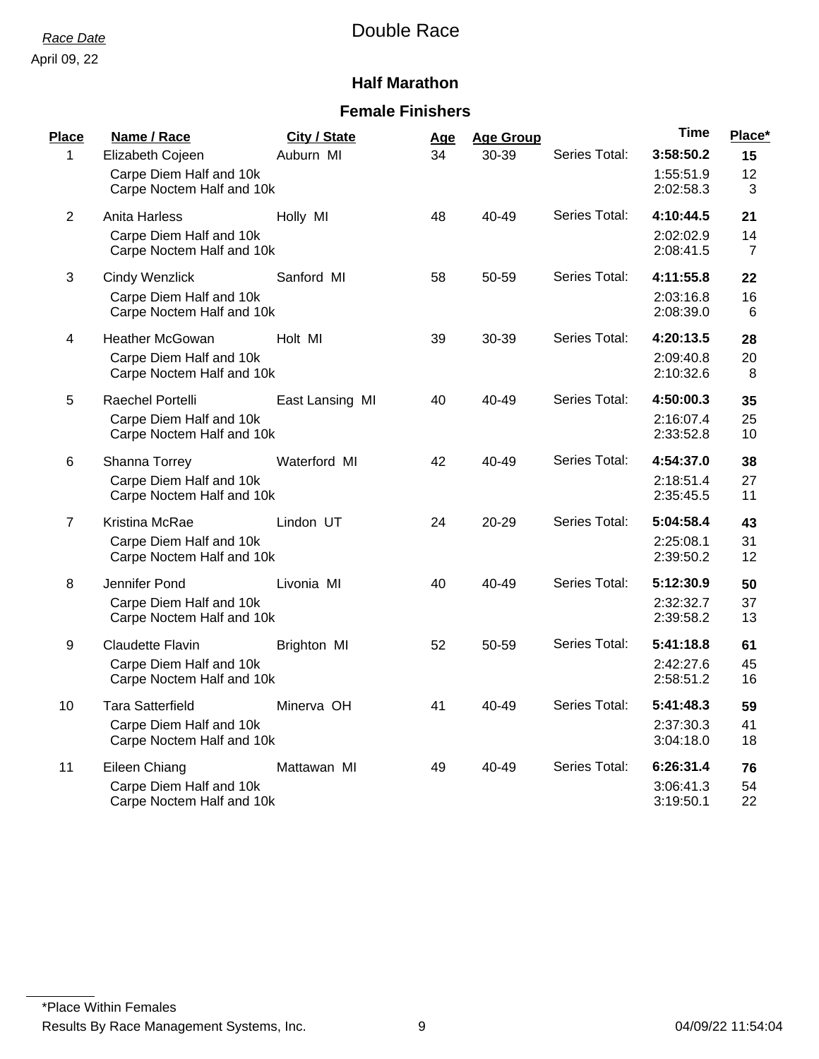*Race Date*

April 09, 22

# Double Race

## Half Marathon

### Female Finishers

| Place | Name / Race | City / State | Age | Age Group | | Time | Place* |
|---|---|---|---|---|---|---|---|
| 1 | Elizabeth Cojeen | Auburn MI | 34 | 30-39 | Series Total: | **3:58:50.2** | **15** |
| | Carpe Diem Half and 10k | | | | | 1:55:51.9 | 12 |
| | Carpe Noctem Half and 10k | | | | | 2:02:58.3 | 3 |
| 2 | Anita Harless | Holly MI | 48 | 40-49 | Series Total: | **4:10:44.5** | **21** |
| | Carpe Diem Half and 10k | | | | | 2:02:02.9 | 14 |
| | Carpe Noctem Half and 10k | | | | | 2:08:41.5 | 7 |
| 3 | Cindy Wenzlick | Sanford MI | 58 | 50-59 | Series Total: | **4:11:55.8** | **22** |
| | Carpe Diem Half and 10k | | | | | 2:03:16.8 | 16 |
| | Carpe Noctem Half and 10k | | | | | 2:08:39.0 | 6 |
| 4 | Heather McGowan | Holt MI | 39 | 30-39 | Series Total: | **4:20:13.5** | **28** |
| | Carpe Diem Half and 10k | | | | | 2:09:40.8 | 20 |
| | Carpe Noctem Half and 10k | | | | | 2:10:32.6 | 8 |
| 5 | Raechel Portelli | East Lansing MI | 40 | 40-49 | Series Total: | **4:50:00.3** | **35** |
| | Carpe Diem Half and 10k | | | | | 2:16:07.4 | 25 |
| | Carpe Noctem Half and 10k | | | | | 2:33:52.8 | 10 |
| 6 | Shanna Torrey | Waterford MI | 42 | 40-49 | Series Total: | **4:54:37.0** | **38** |
| | Carpe Diem Half and 10k | | | | | 2:18:51.4 | 27 |
| | Carpe Noctem Half and 10k | | | | | 2:35:45.5 | 11 |
| 7 | Kristina McRae | Lindon UT | 24 | 20-29 | Series Total: | **5:04:58.4** | **43** |
| | Carpe Diem Half and 10k | | | | | 2:25:08.1 | 31 |
| | Carpe Noctem Half and 10k | | | | | 2:39:50.2 | 12 |
| 8 | Jennifer Pond | Livonia MI | 40 | 40-49 | Series Total: | **5:12:30.9** | **50** |
| | Carpe Diem Half and 10k | | | | | 2:32:32.7 | 37 |
| | Carpe Noctem Half and 10k | | | | | 2:39:58.2 | 13 |
| 9 | Claudette Flavin | Brighton MI | 52 | 50-59 | Series Total: | **5:41:18.8** | **61** |
| | Carpe Diem Half and 10k | | | | | 2:42:27.6 | 45 |
| | Carpe Noctem Half and 10k | | | | | 2:58:51.2 | 16 |
| 10 | Tara Satterfield | Minerva OH | 41 | 40-49 | Series Total: | **5:41:48.3** | **59** |
| | Carpe Diem Half and 10k | | | | | 2:37:30.3 | 41 |
| | Carpe Noctem Half and 10k | | | | | 3:04:18.0 | 18 |
| 11 | Eileen Chiang | Mattawan MI | 49 | 40-49 | Series Total: | **6:26:31.4** | **76** |
| | Carpe Diem Half and 10k | | | | | 3:06:41.3 | 54 |
| | Carpe Noctem Half and 10k | | | | | 3:19:50.1 | 22 |

*Place Within Females

Results By Race Management Systems, Inc. 04/09/22 11:54:04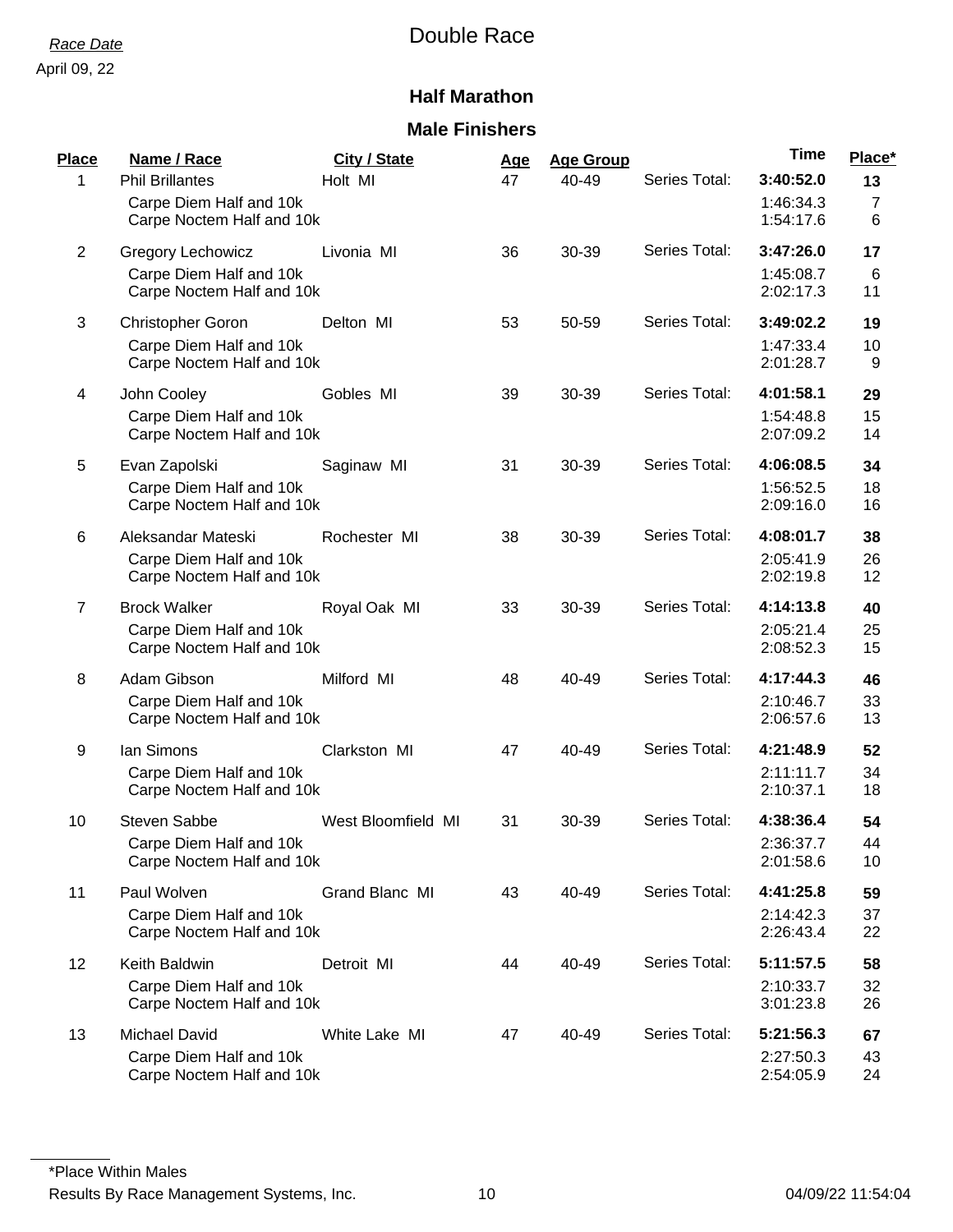*Race Date*

April 09, 22

# Double Race

## Half Marathon

### Male Finishers

| Place | Name / Race | City / State | Age | Age Group | | Time | Place* |
|---|---|---|---|---|---|---|---|
| 1 | Phil Brillantes | Holt MI | 47 | 40-49 | Series Total: | **3:40:52.0** | **13** |
| | Carpe Diem Half and 10k | | | | | 1:46:34.3 | 7 |
| | Carpe Noctem Half and 10k | | | | | 1:54:17.6 | 6 |
| 2 | Gregory Lechowicz | Livonia MI | 36 | 30-39 | Series Total: | **3:47:26.0** | **17** |
| | Carpe Diem Half and 10k | | | | | 1:45:08.7 | 6 |
| | Carpe Noctem Half and 10k | | | | | 2:02:17.3 | 11 |
| 3 | Christopher Goron | Delton MI | 53 | 50-59 | Series Total: | **3:49:02.2** | **19** |
| | Carpe Diem Half and 10k | | | | | 1:47:33.4 | 10 |
| | Carpe Noctem Half and 10k | | | | | 2:01:28.7 | 9 |
| 4 | John Cooley | Gobles MI | 39 | 30-39 | Series Total: | **4:01:58.1** | **29** |
| | Carpe Diem Half and 10k | | | | | 1:54:48.8 | 15 |
| | Carpe Noctem Half and 10k | | | | | 2:07:09.2 | 14 |
| 5 | Evan Zapolski | Saginaw MI | 31 | 30-39 | Series Total: | **4:06:08.5** | **34** |
| | Carpe Diem Half and 10k | | | | | 1:56:52.5 | 18 |
| | Carpe Noctem Half and 10k | | | | | 2:09:16.0 | 16 |
| 6 | Aleksandar Mateski | Rochester MI | 38 | 30-39 | Series Total: | **4:08:01.7** | **38** |
| | Carpe Diem Half and 10k | | | | | 2:05:41.9 | 26 |
| | Carpe Noctem Half and 10k | | | | | 2:02:19.8 | 12 |
| 7 | Brock Walker | Royal Oak MI | 33 | 30-39 | Series Total: | **4:14:13.8** | **40** |
| | Carpe Diem Half and 10k | | | | | 2:05:21.4 | 25 |
| | Carpe Noctem Half and 10k | | | | | 2:08:52.3 | 15 |
| 8 | Adam Gibson | Milford MI | 48 | 40-49 | Series Total: | **4:17:44.3** | **46** |
| | Carpe Diem Half and 10k | | | | | 2:10:46.7 | 33 |
| | Carpe Noctem Half and 10k | | | | | 2:06:57.6 | 13 |
| 9 | Ian Simons | Clarkston MI | 47 | 40-49 | Series Total: | **4:21:48.9** | **52** |
| | Carpe Diem Half and 10k | | | | | 2:11:11.7 | 34 |
| | Carpe Noctem Half and 10k | | | | | 2:10:37.1 | 18 |
| 10 | Steven Sabbe | West Bloomfield MI | 31 | 30-39 | Series Total: | **4:38:36.4** | **54** |
| | Carpe Diem Half and 10k | | | | | 2:36:37.7 | 44 |
| | Carpe Noctem Half and 10k | | | | | 2:01:58.6 | 10 |
| 11 | Paul Wolven | Grand Blanc MI | 43 | 40-49 | Series Total: | **4:41:25.8** | **59** |
| | Carpe Diem Half and 10k | | | | | 2:14:42.3 | 37 |
| | Carpe Noctem Half and 10k | | | | | 2:26:43.4 | 22 |
| 12 | Keith Baldwin | Detroit MI | 44 | 40-49 | Series Total: | **5:11:57.5** | **58** |
| | Carpe Diem Half and 10k | | | | | 2:10:33.7 | 32 |
| | Carpe Noctem Half and 10k | | | | | 3:01:23.8 | 26 |
| 13 | Michael David | White Lake MI | 47 | 40-49 | Series Total: | **5:21:56.3** | **67** |
| | Carpe Diem Half and 10k | | | | | 2:27:50.3 | 43 |
| | Carpe Noctem Half and 10k | | | | | 2:54:05.9 | 24 |

*Place Within Males

Results By Race Management Systems, Inc. 04/09/22 11:54:04